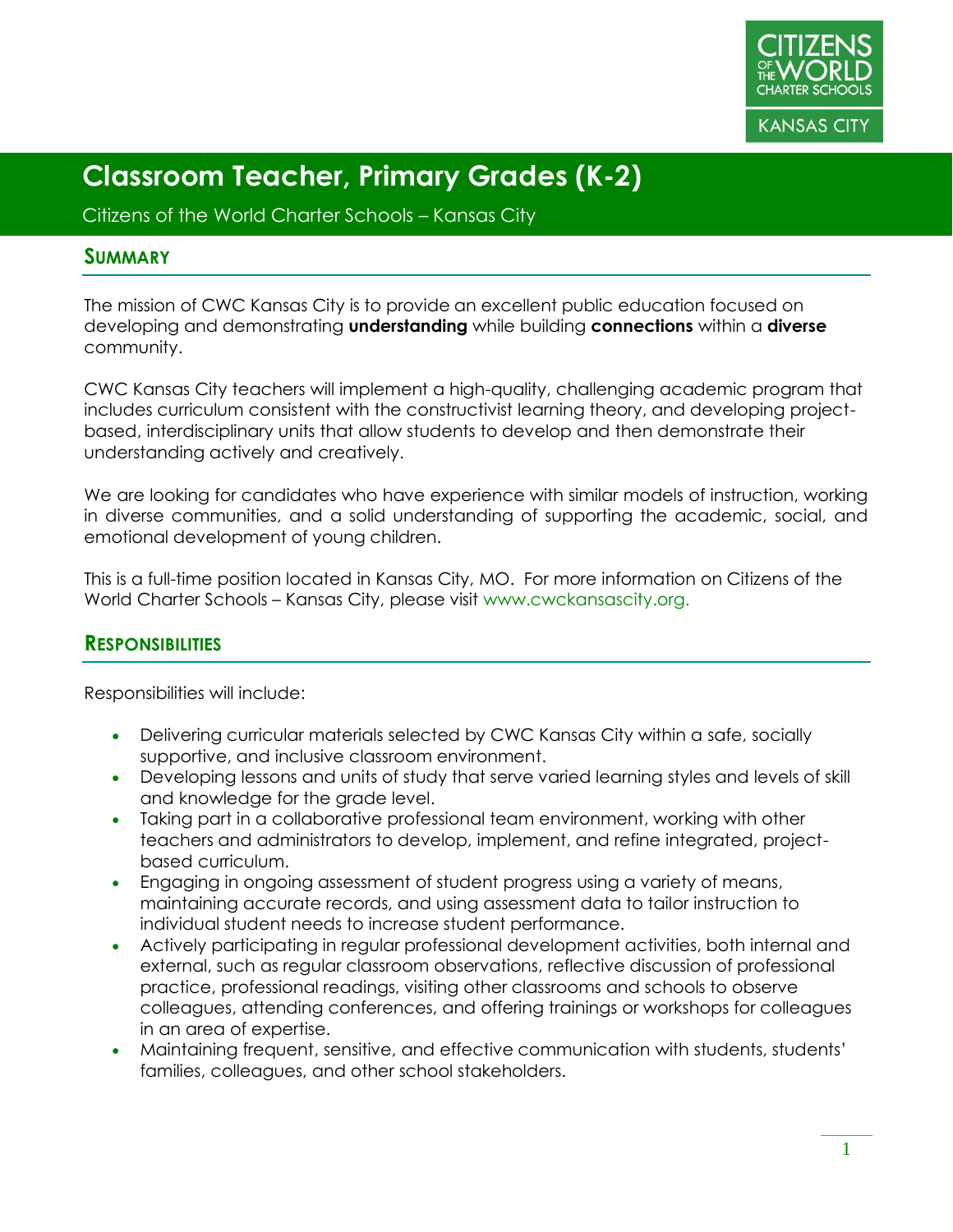# Classroom Teacher, Primary Grades (K-2)

Citizens of the World Charter Schools – Kansas City

## Summary

The mission of CWC Kansas City is to provide an excellent public education focused on developing and demonstrating **understanding** while building **connections** within a **diverse** community.

CWC Kansas City teachers will implement a high-quality, challenging academic program that includes curriculum consistent with the constructivist learning theory, and developing project-based, interdisciplinary units that allow students to develop and then demonstrate their understanding actively and creatively.

We are looking for candidates who have experience with similar models of instruction, working in diverse communities, and a solid understanding of supporting the academic, social, and emotional development of young children.

This is a full-time position located in Kansas City, MO. For more information on Citizens of the World Charter Schools – Kansas City, please visit www.cwckansascity.org.

## Responsibilities

Responsibilities will include:

- Delivering curricular materials selected by CWC Kansas City within a safe, socially supportive, and inclusive classroom environment.
- Developing lessons and units of study that serve varied learning styles and levels of skill and knowledge for the grade level.
- Taking part in a collaborative professional team environment, working with other teachers and administrators to develop, implement, and refine integrated, project-based curriculum.
- Engaging in ongoing assessment of student progress using a variety of means, maintaining accurate records, and using assessment data to tailor instruction to individual student needs to increase student performance.
- Actively participating in regular professional development activities, both internal and external, such as regular classroom observations, reflective discussion of professional practice, professional readings, visiting other classrooms and schools to observe colleagues, attending conferences, and offering trainings or workshops for colleagues in an area of expertise.
- Maintaining frequent, sensitive, and effective communication with students, students' families, colleagues, and other school stakeholders.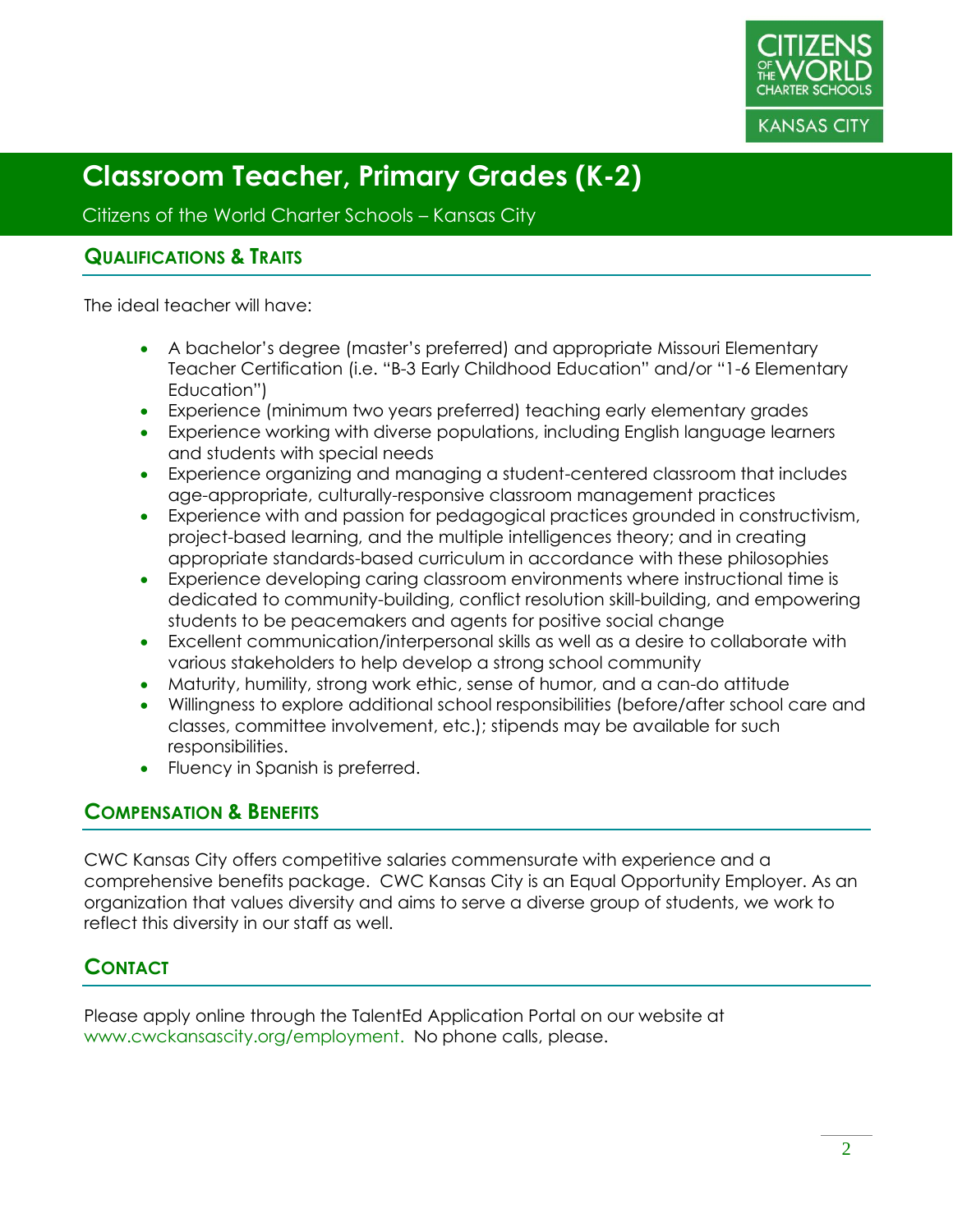# Classroom Teacher, Primary Grades (K-2)

Citizens of the World Charter Schools – Kansas City

## Qualifications & Traits

The ideal teacher will have:

- A bachelor's degree (master's preferred) and appropriate Missouri Elementary Teacher Certification (i.e. "B-3 Early Childhood Education" and/or "1-6 Elementary Education")
- Experience (minimum two years preferred) teaching early elementary grades
- Experience working with diverse populations, including English language learners and students with special needs
- Experience organizing and managing a student-centered classroom that includes age-appropriate, culturally-responsive classroom management practices
- Experience with and passion for pedagogical practices grounded in constructivism, project-based learning, and the multiple intelligences theory; and in creating appropriate standards-based curriculum in accordance with these philosophies
- Experience developing caring classroom environments where instructional time is dedicated to community-building, conflict resolution skill-building, and empowering students to be peacemakers and agents for positive social change
- Excellent communication/interpersonal skills as well as a desire to collaborate with various stakeholders to help develop a strong school community
- Maturity, humility, strong work ethic, sense of humor, and a can-do attitude
- Willingness to explore additional school responsibilities (before/after school care and classes, committee involvement, etc.); stipends may be available for such responsibilities.
- Fluency in Spanish is preferred.

## Compensation & Benefits

CWC Kansas City offers competitive salaries commensurate with experience and a comprehensive benefits package. CWC Kansas City is an Equal Opportunity Employer. As an organization that values diversity and aims to serve a diverse group of students, we work to reflect this diversity in our staff as well.

## Contact

Please apply online through the TalentEd Application Portal on our website at www.cwckansascity.org/employment. No phone calls, please.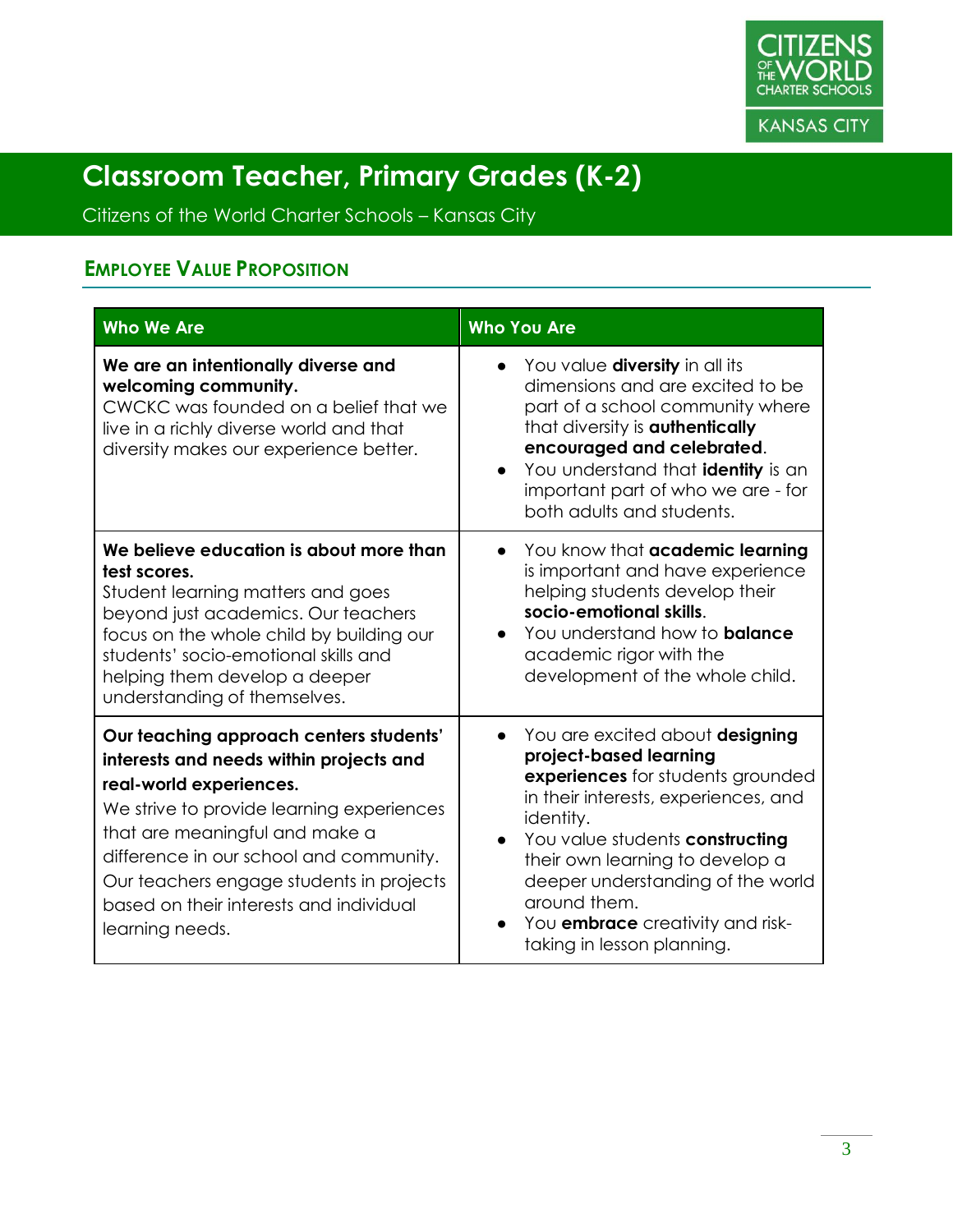# Classroom Teacher, Primary Grades (K-2)

Citizens of the World Charter Schools – Kansas City

## Employee Value Proposition

| Who We Are | Who You Are |
|---|---|
| **We are an intentionally diverse and welcoming community.** CWCKC was founded on a belief that we live in a richly diverse world and that diversity makes our experience better. | • You value **diversity** in all its dimensions and are excited to be part of a school community where that diversity is **authentically encouraged and celebrated**. • You understand that **identity** is an important part of who we are - for both adults and students. |
| **We believe education is about more than test scores.** Student learning matters and goes beyond just academics. Our teachers focus on the whole child by building our students' socio-emotional skills and helping them develop a deeper understanding of themselves. | • You know that **academic learning** is important and have experience helping students develop their **socio-emotional skills**. • You understand how to **balance** academic rigor with the development of the whole child. |
| **Our teaching approach centers students' interests and needs within projects and real-world experiences.** We strive to provide learning experiences that are meaningful and make a difference in our school and community. Our teachers engage students in projects based on their interests and individual learning needs. | • You are excited about **designing project-based learning experiences** for students grounded in their interests, experiences, and identity. • You value students **constructing** their own learning to develop a deeper understanding of the world around them. • You **embrace** creativity and risk-taking in lesson planning. |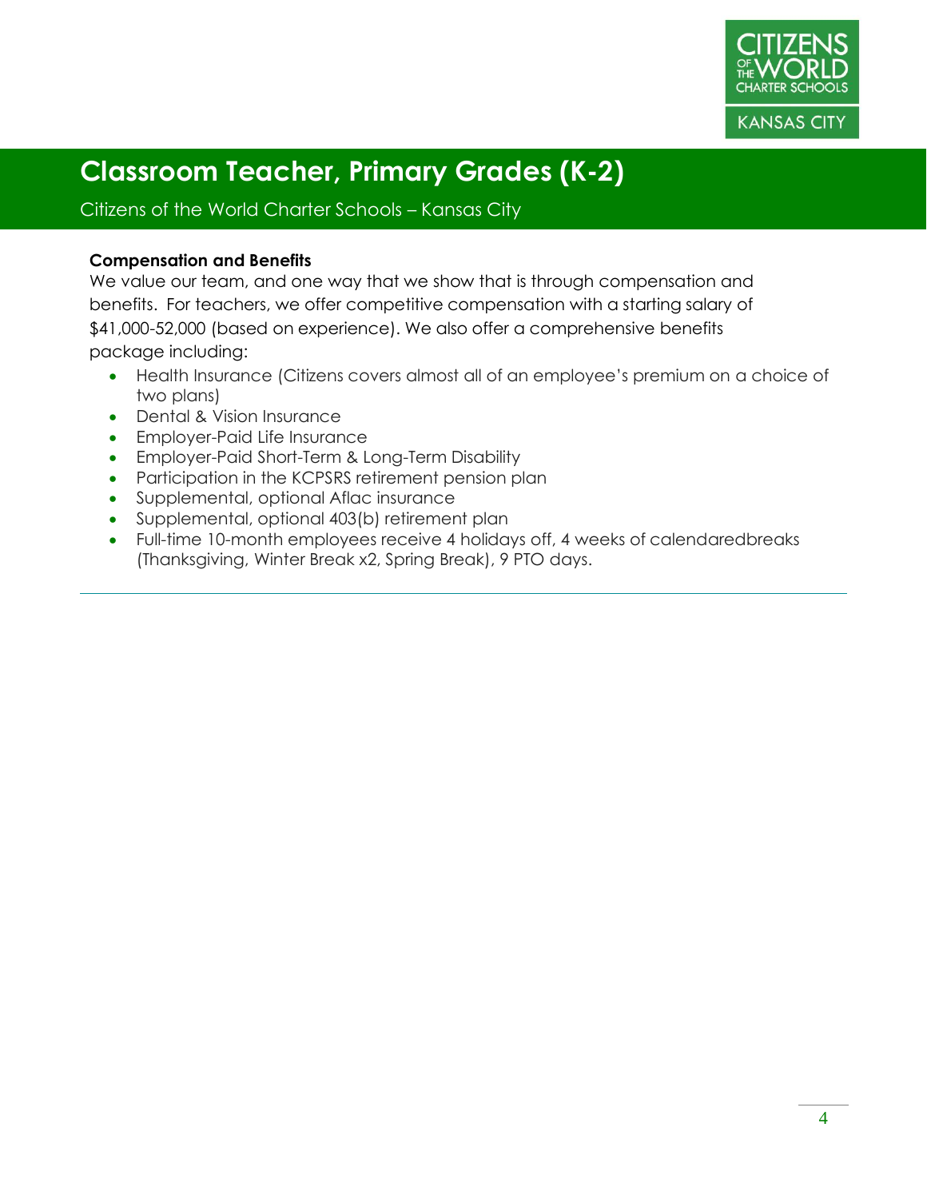# Classroom Teacher, Primary Grades (K-2)

Citizens of the World Charter Schools – Kansas City

**Compensation and Benefits**

We value our team, and one way that we show that is through compensation and benefits. For teachers, we offer competitive compensation with a starting salary of $41,000-52,000 (based on experience). We also offer a comprehensive benefits package including:

- Health Insurance (Citizens covers almost all of an employee's premium on a choice of two plans)
- Dental & Vision Insurance
- Employer-Paid Life Insurance
- Employer-Paid Short-Term & Long-Term Disability
- Participation in the KCPSRS retirement pension plan
- Supplemental, optional Aflac insurance
- Supplemental, optional 403(b) retirement plan
- Full-time 10-month employees receive 4 holidays off, 4 weeks of calendaredbreaks (Thanksgiving, Winter Break x2, Spring Break), 9 PTO days.